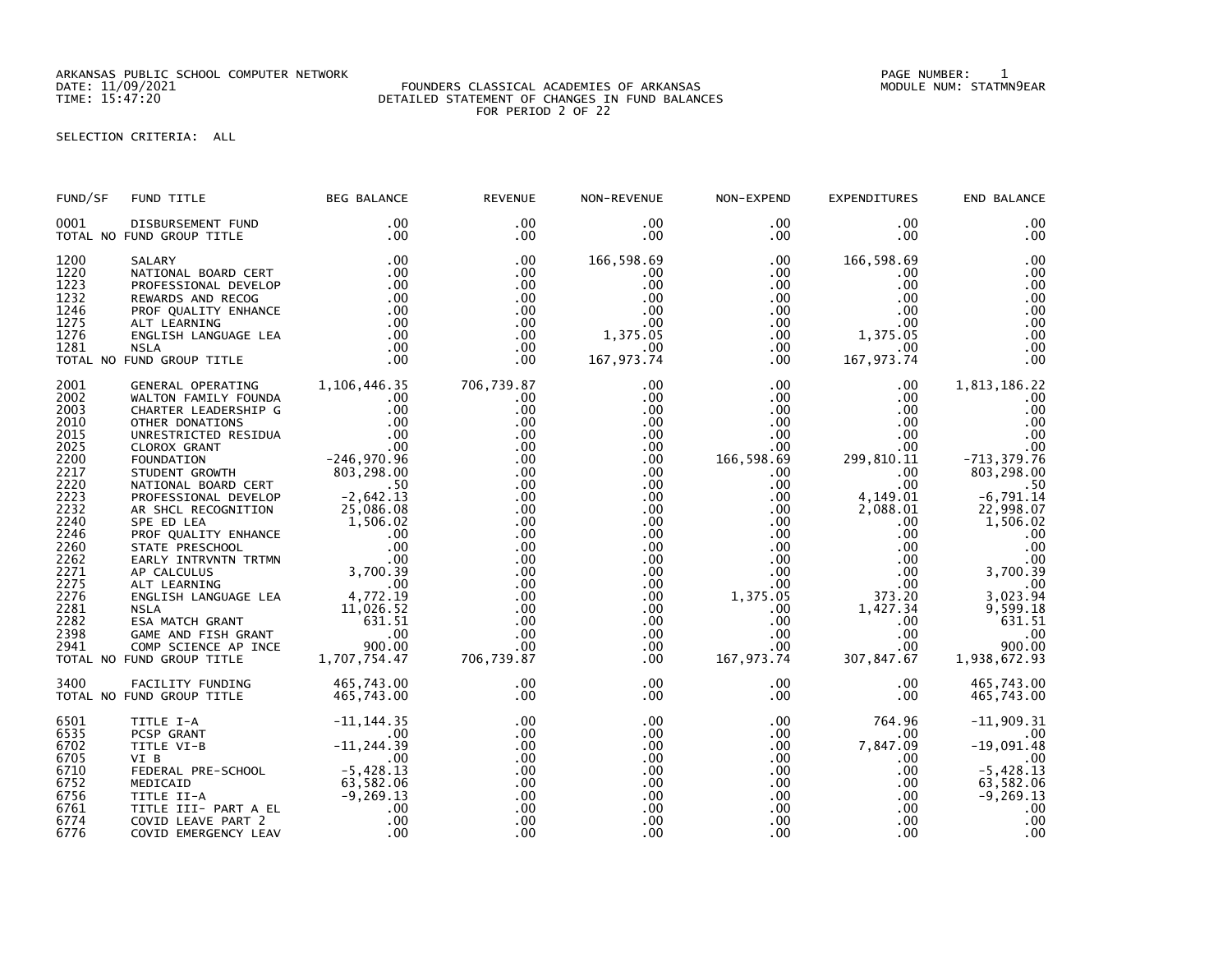ARKANSAS PUBLIC SCHOOL COMPUTER NETWORK
DATE: 11/09/2021
TIME: 15:47:20

FOUNDERS CLASSICAL ACADEMIES OF ARKANSAS
DETAILED STATEMENT OF CHANGES IN FUND BALANCES
FOR PERIOD 2 OF 22

PAGE NUMBER: 1
MODULE NUM: STATMN9EAR

SELECTION CRITERIA: ALL

| FUND/SF | FUND TITLE | BEG BALANCE | REVENUE | NON-REVENUE | NON-EXPEND | EXPENDITURES | END BALANCE |
|---|---|---|---|---|---|---|---|
| 0001 | DISBURSEMENT FUND | .00 | .00 | .00 | .00 | .00 | .00 |
| TOTAL NO FUND GROUP TITLE | | .00 | .00 | .00 | .00 | .00 | .00 |
| 1200 | SALARY | .00 | .00 | 166,598.69 | .00 | 166,598.69 | .00 |
| 1220 | NATIONAL BOARD CERT | .00 | .00 | .00 | .00 | .00 | .00 |
| 1223 | PROFESSIONAL DEVELOP | .00 | .00 | .00 | .00 | .00 | .00 |
| 1232 | REWARDS AND RECOG | .00 | .00 | .00 | .00 | .00 | .00 |
| 1246 | PROF QUALITY ENHANCE | .00 | .00 | .00 | .00 | .00 | .00 |
| 1275 | ALT LEARNING | .00 | .00 | .00 | .00 | .00 | .00 |
| 1276 | ENGLISH LANGUAGE LEA | .00 | .00 | 1,375.05 | .00 | 1,375.05 | .00 |
| 1281 | NSLA | .00 | .00 | .00 | .00 | .00 | .00 |
| TOTAL NO FUND GROUP TITLE | | .00 | .00 | 167,973.74 | .00 | 167,973.74 | .00 |
| 2001 | GENERAL OPERATING | 1,106,446.35 | 706,739.87 | .00 | .00 | .00 | 1,813,186.22 |
| 2002 | WALTON FAMILY FOUNDA | .00 | .00 | .00 | .00 | .00 | .00 |
| 2003 | CHARTER LEADERSHIP G | .00 | .00 | .00 | .00 | .00 | .00 |
| 2010 | OTHER DONATIONS | .00 | .00 | .00 | .00 | .00 | .00 |
| 2015 | UNRESTRICTED RESIDUA | .00 | .00 | .00 | .00 | .00 | .00 |
| 2025 | CLOROX GRANT | .00 | .00 | .00 | .00 | .00 | .00 |
| 2200 | FOUNDATION | -246,970.96 | .00 | .00 | 166,598.69 | 299,810.11 | -713,379.76 |
| 2217 | STUDENT GROWTH | 803,298.00 | .00 | .00 | .00 | .00 | 803,298.00 |
| 2220 | NATIONAL BOARD CERT | .50 | .00 | .00 | .00 | .00 | .50 |
| 2223 | PROFESSIONAL DEVELOP | -2,642.13 | .00 | .00 | .00 | 4,149.01 | -6,791.14 |
| 2232 | AR SHCL RECOGNITION | 25,086.08 | .00 | .00 | .00 | 2,088.01 | 22,998.07 |
| 2240 | SPE ED LEA | 1,506.02 | .00 | .00 | .00 | .00 | 1,506.02 |
| 2246 | PROF QUALITY ENHANCE | .00 | .00 | .00 | .00 | .00 | .00 |
| 2260 | STATE PRESCHOOL | .00 | .00 | .00 | .00 | .00 | .00 |
| 2262 | EARLY INTRVNTN TRTMN | .00 | .00 | .00 | .00 | .00 | .00 |
| 2271 | AP CALCULUS | 3,700.39 | .00 | .00 | .00 | .00 | 3,700.39 |
| 2275 | ALT LEARNING | .00 | .00 | .00 | .00 | .00 | .00 |
| 2276 | ENGLISH LANGUAGE LEA | 4,772.19 | .00 | .00 | 1,375.05 | 373.20 | 3,023.94 |
| 2281 | NSLA | 11,026.52 | .00 | .00 | .00 | 1,427.34 | 9,599.18 |
| 2282 | ESA MATCH GRANT | 631.51 | .00 | .00 | .00 | .00 | 631.51 |
| 2398 | GAME AND FISH GRANT | .00 | .00 | .00 | .00 | .00 | .00 |
| 2941 | COMP SCIENCE AP INCE | 900.00 | .00 | .00 | .00 | .00 | 900.00 |
| TOTAL NO FUND GROUP TITLE | | 1,707,754.47 | 706,739.87 | .00 | 167,973.74 | 307,847.67 | 1,938,672.93 |
| 3400 | FACILITY FUNDING | 465,743.00 | .00 | .00 | .00 | .00 | 465,743.00 |
| TOTAL NO FUND GROUP TITLE | | 465,743.00 | .00 | .00 | .00 | .00 | 465,743.00 |
| 6501 | TITLE I-A | -11,144.35 | .00 | .00 | .00 | 764.96 | -11,909.31 |
| 6535 | PCSP GRANT | .00 | .00 | .00 | .00 | .00 | .00 |
| 6702 | TITLE VI-B | -11,244.39 | .00 | .00 | .00 | 7,847.09 | -19,091.48 |
| 6705 | VI B | .00 | .00 | .00 | .00 | .00 | .00 |
| 6710 | FEDERAL PRE-SCHOOL | -5,428.13 | .00 | .00 | .00 | .00 | -5,428.13 |
| 6752 | MEDICAID | 63,582.06 | .00 | .00 | .00 | .00 | 63,582.06 |
| 6756 | TITLE II-A | -9,269.13 | .00 | .00 | .00 | .00 | -9,269.13 |
| 6761 | TITLE III- PART A EL | .00 | .00 | .00 | .00 | .00 | .00 |
| 6774 | COVID LEAVE PART 2 | .00 | .00 | .00 | .00 | .00 | .00 |
| 6776 | COVID EMERGENCY LEAV | .00 | .00 | .00 | .00 | .00 | .00 |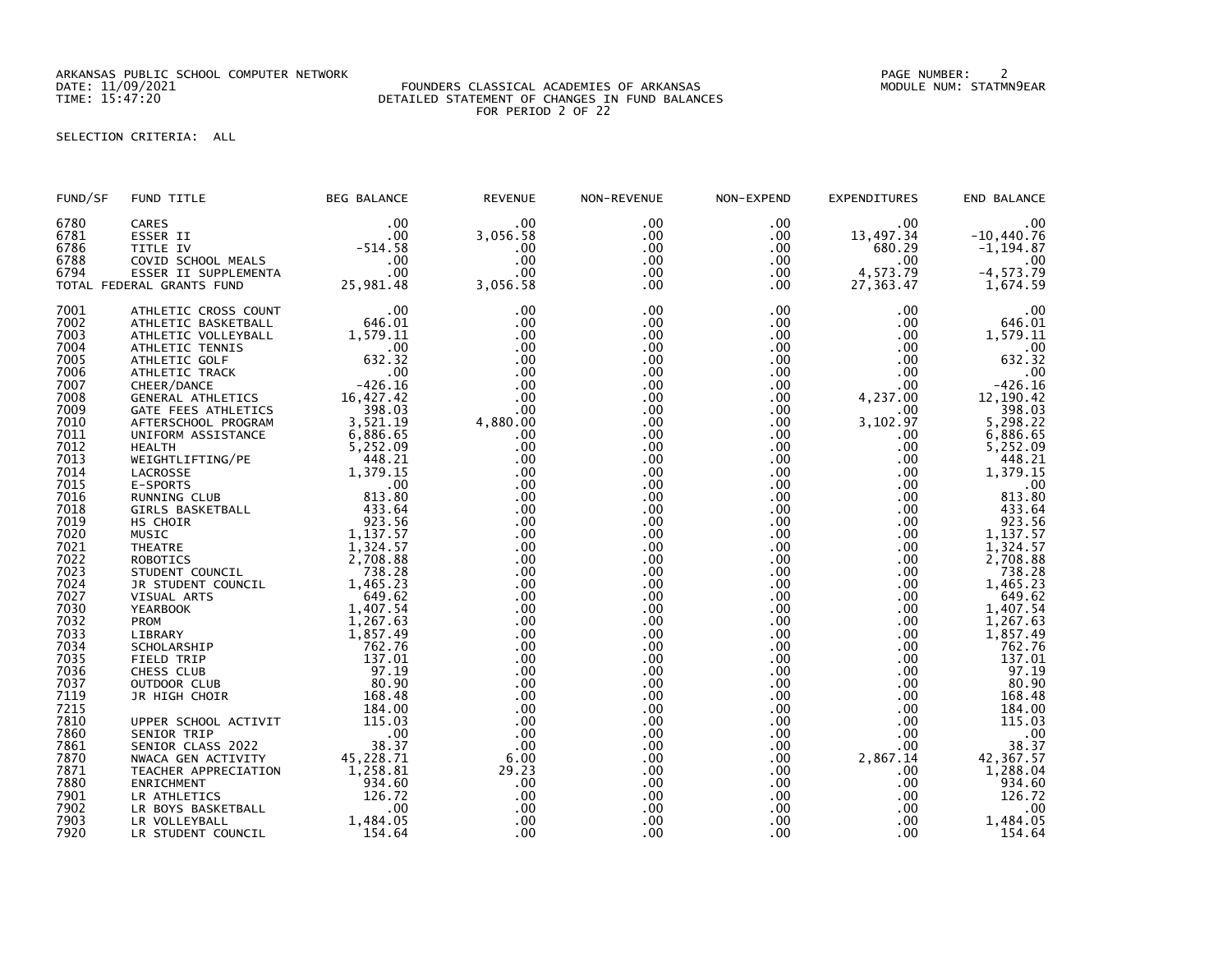ARKANSAS PUBLIC SCHOOL COMPUTER NETWORK
DATE: 11/09/2021
TIME: 15:47:20

FOUNDERS CLASSICAL ACADEMIES OF ARKANSAS
DETAILED STATEMENT OF CHANGES IN FUND BALANCES
FOR PERIOD 2 OF 22

PAGE NUMBER: 2
MODULE NUM: STATMN9EAR

SELECTION CRITERIA: ALL

| FUND/SF | FUND TITLE | BEG BALANCE | REVENUE | NON-REVENUE | NON-EXPEND | EXPENDITURES | END BALANCE |
|---|---|---|---|---|---|---|---|
| 6780 | CARES | .00 | .00 | .00 | .00 | .00 | .00 |
| 6781 | ESSER II | .00 | 3,056.58 | .00 | .00 | 13,497.34 | -10,440.76 |
| 6786 | TITLE IV | -514.58 | .00 | .00 | .00 | 680.29 | -1,194.87 |
| 6788 | COVID SCHOOL MEALS | .00 | .00 | .00 | .00 | .00 | .00 |
| 6794 | ESSER II SUPPLEMENTA | .00 | .00 | .00 | .00 | 4,573.79 | -4,573.79 |
| TOTAL FEDERAL GRANTS FUND | | 25,981.48 | 3,056.58 | .00 | .00 | 27,363.47 | 1,674.59 |
| 7001 | ATHLETIC CROSS COUNT | .00 | .00 | .00 | .00 | .00 | .00 |
| 7002 | ATHLETIC BASKETBALL | 646.01 | .00 | .00 | .00 | .00 | 646.01 |
| 7003 | ATHLETIC VOLLEYBALL | 1,579.11 | .00 | .00 | .00 | .00 | 1,579.11 |
| 7004 | ATHLETIC TENNIS | .00 | .00 | .00 | .00 | .00 | .00 |
| 7005 | ATHLETIC GOLF | 632.32 | .00 | .00 | .00 | .00 | 632.32 |
| 7006 | ATHLETIC TRACK | .00 | .00 | .00 | .00 | .00 | .00 |
| 7007 | CHEER/DANCE | -426.16 | .00 | .00 | .00 | .00 | -426.16 |
| 7008 | GENERAL ATHLETICS | 16,427.42 | .00 | .00 | .00 | 4,237.00 | 12,190.42 |
| 7009 | GATE FEES ATHLETICS | 398.03 | .00 | .00 | .00 | .00 | 398.03 |
| 7010 | AFTERSCHOOL PROGRAM | 3,521.19 | 4,880.00 | .00 | .00 | 3,102.97 | 5,298.22 |
| 7011 | UNIFORM ASSISTANCE | 6,886.65 | .00 | .00 | .00 | .00 | 6,886.65 |
| 7012 | HEALTH | 5,252.09 | .00 | .00 | .00 | .00 | 5,252.09 |
| 7013 | WEIGHTLIFTING/PE | 448.21 | .00 | .00 | .00 | .00 | 448.21 |
| 7014 | LACROSSE | 1,379.15 | .00 | .00 | .00 | .00 | 1,379.15 |
| 7015 | E-SPORTS | .00 | .00 | .00 | .00 | .00 | .00 |
| 7016 | RUNNING CLUB | 813.80 | .00 | .00 | .00 | .00 | 813.80 |
| 7018 | GIRLS BASKETBALL | 433.64 | .00 | .00 | .00 | .00 | 433.64 |
| 7019 | HS CHOIR | 923.56 | .00 | .00 | .00 | .00 | 923.56 |
| 7020 | MUSIC | 1,137.57 | .00 | .00 | .00 | .00 | 1,137.57 |
| 7021 | THEATRE | 1,324.57 | .00 | .00 | .00 | .00 | 1,324.57 |
| 7022 | ROBOTICS | 2,708.88 | .00 | .00 | .00 | .00 | 2,708.88 |
| 7023 | STUDENT COUNCIL | 738.28 | .00 | .00 | .00 | .00 | 738.28 |
| 7024 | JR STUDENT COUNCIL | 1,465.23 | .00 | .00 | .00 | .00 | 1,465.23 |
| 7027 | VISUAL ARTS | 649.62 | .00 | .00 | .00 | .00 | 649.62 |
| 7030 | YEARBOOK | 1,407.54 | .00 | .00 | .00 | .00 | 1,407.54 |
| 7032 | PROM | 1,267.63 | .00 | .00 | .00 | .00 | 1,267.63 |
| 7033 | LIBRARY | 1,857.49 | .00 | .00 | .00 | .00 | 1,857.49 |
| 7034 | SCHOLARSHIP | 762.76 | .00 | .00 | .00 | .00 | 762.76 |
| 7035 | FIELD TRIP | 137.01 | .00 | .00 | .00 | .00 | 137.01 |
| 7036 | CHESS CLUB | 97.19 | .00 | .00 | .00 | .00 | 97.19 |
| 7037 | OUTDOOR CLUB | 80.90 | .00 | .00 | .00 | .00 | 80.90 |
| 7119 | JR HIGH CHOIR | 168.48 | .00 | .00 | .00 | .00 | 168.48 |
| 7215 | | 184.00 | .00 | .00 | .00 | .00 | 184.00 |
| 7810 | UPPER SCHOOL ACTIVIT | 115.03 | .00 | .00 | .00 | .00 | 115.03 |
| 7860 | SENIOR TRIP | .00 | .00 | .00 | .00 | .00 | .00 |
| 7861 | SENIOR CLASS 2022 | 38.37 | .00 | .00 | .00 | .00 | 38.37 |
| 7870 | NWACA GEN ACTIVITY | 45,228.71 | 6.00 | .00 | .00 | 2,867.14 | 42,367.57 |
| 7871 | TEACHER APPRECIATION | 1,258.81 | 29.23 | .00 | .00 | .00 | 1,288.04 |
| 7880 | ENRICHMENT | 934.60 | .00 | .00 | .00 | .00 | 934.60 |
| 7901 | LR ATHLETICS | 126.72 | .00 | .00 | .00 | .00 | 126.72 |
| 7902 | LR BOYS BASKETBALL | .00 | .00 | .00 | .00 | .00 | .00 |
| 7903 | LR VOLLEYBALL | 1,484.05 | .00 | .00 | .00 | .00 | 1,484.05 |
| 7920 | LR STUDENT COUNCIL | 154.64 | .00 | .00 | .00 | .00 | 154.64 |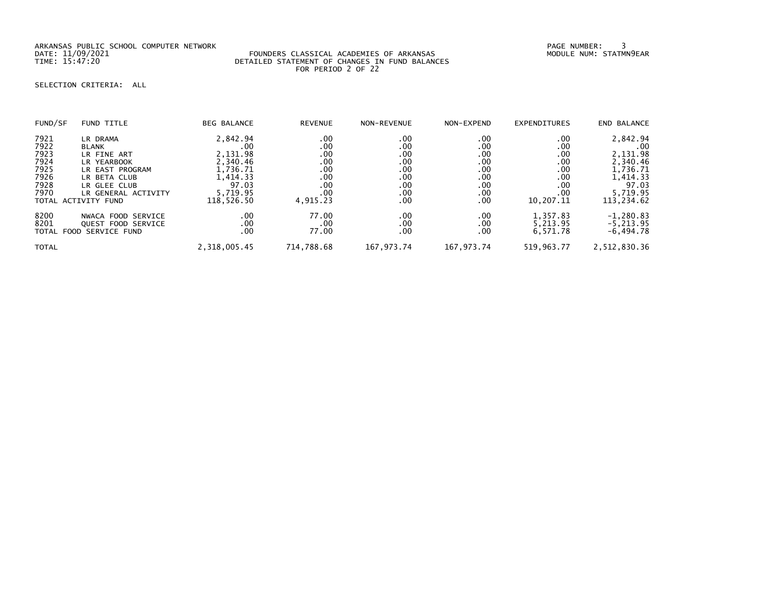ARKANSAS PUBLIC SCHOOL COMPUTER NETWORK
DATE: 11/09/2021
TIME: 15:47:20

FOUNDERS CLASSICAL ACADEMIES OF ARKANSAS
DETAILED STATEMENT OF CHANGES IN FUND BALANCES
FOR PERIOD 2 OF 22

MODULE NUM: STATMN9EAR

SELECTION CRITERIA: ALL

| FUND/SF | FUND TITLE | BEG BALANCE | REVENUE | NON-REVENUE | NON-EXPEND | EXPENDITURES | END BALANCE |
|---|---|---|---|---|---|---|---|
| 7921 | LR DRAMA | 2,842.94 | .00 | .00 | .00 | .00 | 2,842.94 |
| 7922 | BLANK | .00 | .00 | .00 | .00 | .00 | .00 |
| 7923 | LR FINE ART | 2,131.98 | .00 | .00 | .00 | .00 | 2,131.98 |
| 7924 | LR YEARBOOK | 2,340.46 | .00 | .00 | .00 | .00 | 2,340.46 |
| 7925 | LR EAST PROGRAM | 1,736.71 | .00 | .00 | .00 | .00 | 1,736.71 |
| 7926 | LR BETA CLUB | 1,414.33 | .00 | .00 | .00 | .00 | 1,414.33 |
| 7928 | LR GLEE CLUB | 97.03 | .00 | .00 | .00 | .00 | 97.03 |
| 7970 | LR GENERAL ACTIVITY | 5,719.95 | .00 | .00 | .00 | .00 | 5,719.95 |
| TOTAL ACTIVITY FUND | | 118,526.50 | 4,915.23 | .00 | .00 | 10,207.11 | 113,234.62 |
| 8200 | NWACA FOOD SERVICE | .00 | 77.00 | .00 | .00 | 1,357.83 | -1,280.83 |
| 8201 | QUEST FOOD SERVICE | .00 | .00 | .00 | .00 | 5,213.95 | -5,213.95 |
| TOTAL FOOD SERVICE FUND | | .00 | 77.00 | .00 | .00 | 6,571.78 | -6,494.78 |
| TOTAL | | 2,318,005.45 | 714,788.68 | 167,973.74 | 167,973.74 | 519,963.77 | 2,512,830.36 |